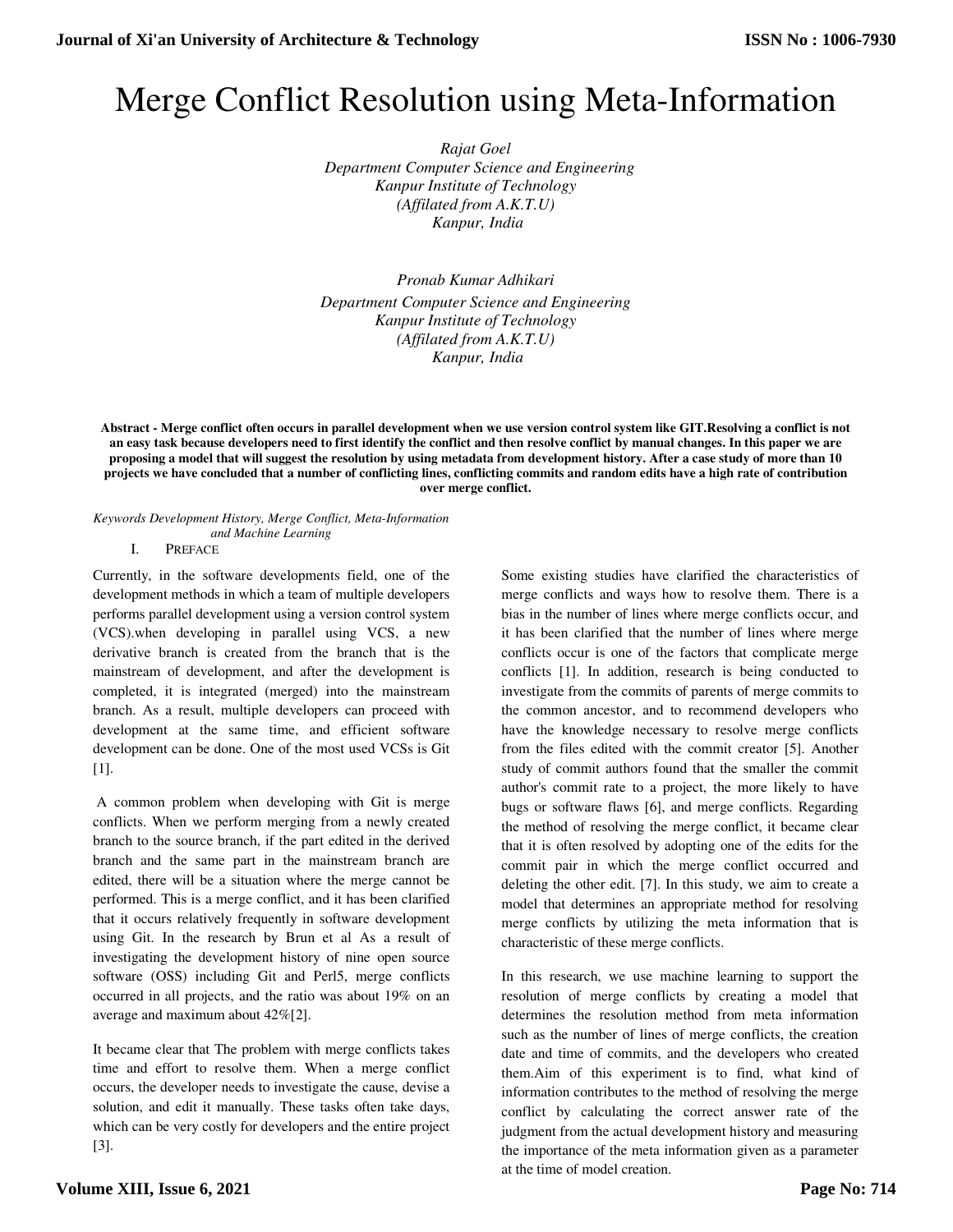# Merge Conflict Resolution using Meta-Information

*Rajat Goel*
*Department Computer Science and Engineering*
*Kanpur Institute of Technology*
*(Affilated from A.K.T.U)*
*Kanpur, India*

*Pronab Kumar Adhikari*
*Department Computer Science and Engineering*
*Kanpur Institute of Technology*
*(Affilated from A.K.T.U)*
*Kanpur, India*

**Abstract - Merge conflict often occurs in parallel development when we use version control system like GIT.Resolving a conflict is not an easy task because developers need to first identify the conflict and then resolve conflict by manual changes. In this paper we are proposing a model that will suggest the resolution by using metadata from development history. After a case study of more than 10 projects we have concluded that a number of conflicting lines, conflicting commits and random edits have a high rate of contribution over merge conflict.**

*Keywords Development History, Merge Conflict, Meta-Information and Machine Learning*

## I. PREFACE

Currently, in the software developments field, one of the development methods in which a team of multiple developers performs parallel development using a version control system (VCS).when developing in parallel using VCS, a new derivative branch is created from the branch that is the mainstream of development, and after the development is completed, it is integrated (merged) into the mainstream branch. As a result, multiple developers can proceed with development at the same time, and efficient software development can be done. One of the most used VCSs is Git [1].

A common problem when developing with Git is merge conflicts. When we perform merging from a newly created branch to the source branch, if the part edited in the derived branch and the same part in the mainstream branch are edited, there will be a situation where the merge cannot be performed. This is a merge conflict, and it has been clarified that it occurs relatively frequently in software development using Git. In the research by Brun et al As a result of investigating the development history of nine open source software (OSS) including Git and Perl5, merge conflicts occurred in all projects, and the ratio was about 19% on an average and maximum about 42%[2].

It became clear that The problem with merge conflicts takes time and effort to resolve them. When a merge conflict occurs, the developer needs to investigate the cause, devise a solution, and edit it manually. These tasks often take days, which can be very costly for developers and the entire project [3].

Some existing studies have clarified the characteristics of merge conflicts and ways how to resolve them. There is a bias in the number of lines where merge conflicts occur, and it has been clarified that the number of lines where merge conflicts occur is one of the factors that complicate merge conflicts [1]. In addition, research is being conducted to investigate from the commits of parents of merge commits to the common ancestor, and to recommend developers who have the knowledge necessary to resolve merge conflicts from the files edited with the commit creator [5]. Another study of commit authors found that the smaller the commit author's commit rate to a project, the more likely to have bugs or software flaws [6], and merge conflicts. Regarding the method of resolving the merge conflict, it became clear that it is often resolved by adopting one of the edits for the commit pair in which the merge conflict occurred and deleting the other edit. [7]. In this study, we aim to create a model that determines an appropriate method for resolving merge conflicts by utilizing the meta information that is characteristic of these merge conflicts.

In this research, we use machine learning to support the resolution of merge conflicts by creating a model that determines the resolution method from meta information such as the number of lines of merge conflicts, the creation date and time of commits, and the developers who created them.Aim of this experiment is to find, what kind of information contributes to the method of resolving the merge conflict by calculating the correct answer rate of the judgment from the actual development history and measuring the importance of the meta information given as a parameter at the time of model creation.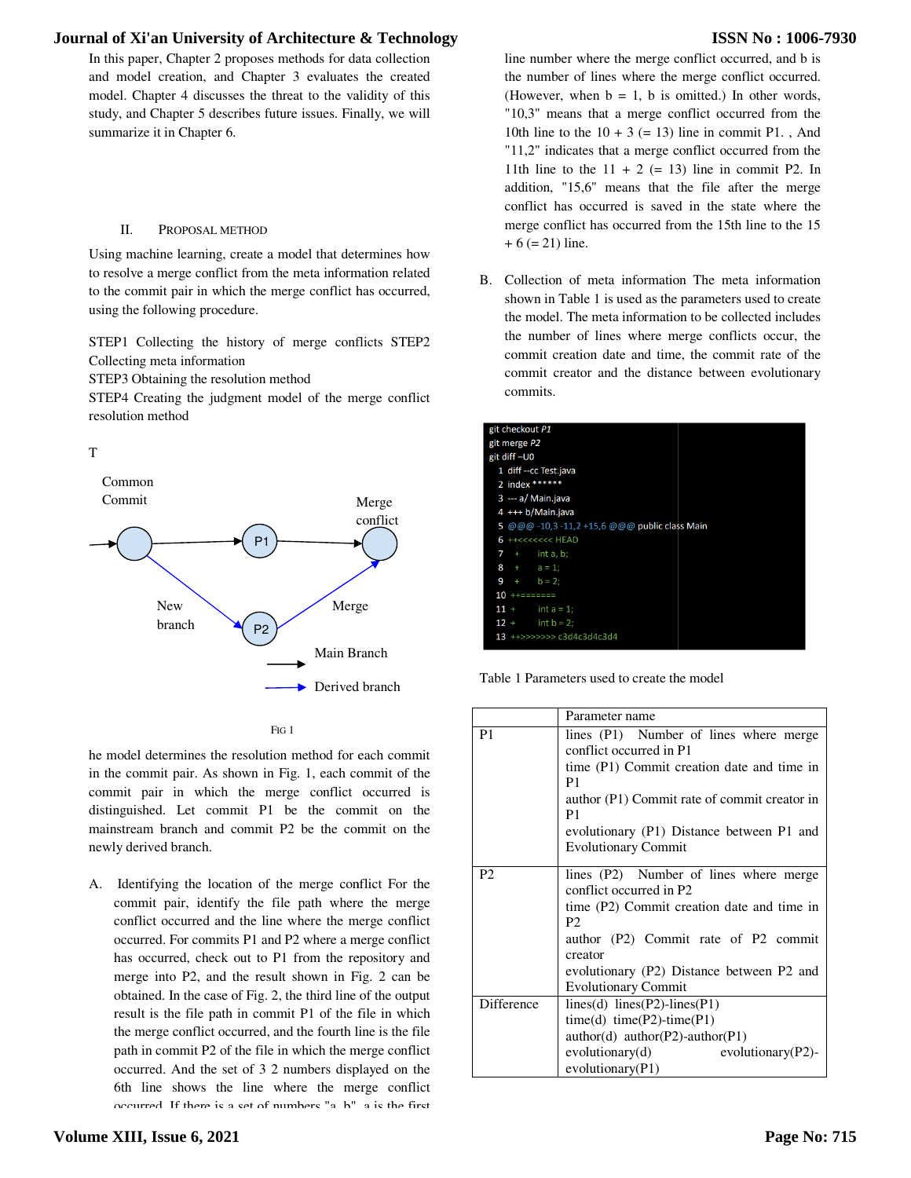In this paper, Chapter 2 proposes methods for data collection and model creation, and Chapter 3 evaluates the created model. Chapter 4 discusses the threat to the validity of this study, and Chapter 5 describes future issues. Finally, we will summarize it in Chapter 6.

## II. PROPOSAL METHOD

Using machine learning, create a model that determines how to resolve a merge conflict from the meta information related to the commit pair in which the merge conflict has occurred, using the following procedure.

STEP1 Collecting the history of merge conflicts STEP2 Collecting meta information
STEP3 Obtaining the resolution method
STEP4 Creating the judgment model of the merge conflict resolution method

T

Common Commit

Merge conflict

P1

New branch

Merge

P2

Main Branch

Derived branch

FIG 1

he model determines the resolution method for each commit in the commit pair. As shown in Fig. 1, each commit of the commit pair in which the merge conflict occurred is distinguished. Let commit P1 be the commit on the mainstream branch and commit P2 be the commit on the newly derived branch.

A. Identifying the location of the merge conflict For the commit pair, identify the file path where the merge conflict occurred and the line where the merge conflict occurred. For commits P1 and P2 where a merge conflict has occurred, check out to P1 from the repository and merge into P2, and the result shown in Fig. 2 can be obtained. In the case of Fig. 2, the third line of the output result is the file path in commit P1 of the file in which the merge conflict occurred, and the fourth line is the file path in commit P2 of the file in which the merge conflict occurred. And the set of 3 2 numbers displayed on the 6th line shows the line where the merge conflict occurred. If there is a set of numbers "a, b", a is the first line number where the merge conflict occurred, and b is the number of lines where the merge conflict occurred. (However, when b = 1, b is omitted.) In other words, "10,3" means that a merge conflict occurred from the 10th line to the 10 + 3 (= 13) line in commit P1. , And "11,2" indicates that a merge conflict occurred from the 11th line to the 11 + 2 (= 13) line in commit P2. In addition, "15,6" means that the file after the merge conflict has occurred is saved in the state where the merge conflict has occurred from the 15th line to the 15 + 6 (= 21) line.

B. Collection of meta information The meta information shown in Table 1 is used as the parameters used to create the model. The meta information to be collected includes the number of lines where merge conflicts occur, the commit creation date and time, the commit rate of the commit creator and the distance between evolutionary commits.

```
git checkout P1
git merge P2
git diff –U0
 1 diff --cc Test.java
 2 index ******
 3 --- a/ Main.java
 4 +++ b/Main.java
 5 @@@ -10,3 -11,2 +15,6 @@@ public class Main
 6 ++<<<<<<< HEAD
 7  +      int a, b;
 8  +      a = 1;
 9  +      b = 2;
10 ++=======
11 +       int a = 1;
12 +       int b = 2;
13 ++>>>>>>> c3d4c3d4c3d4
```

Table 1 Parameters used to create the model

| | Parameter name |
|---|---|
| P1 | lines (P1) Number of lines where merge conflict occurred in P1<br>time (P1) Commit creation date and time in P1<br>author (P1) Commit rate of commit creator in P1<br>evolutionary (P1) Distance between P1 and Evolutionary Commit |
| P2 | lines (P2) Number of lines where merge conflict occurred in P2<br>time (P2) Commit creation date and time in P2<br>author (P2) Commit rate of P2 commit creator<br>evolutionary (P2) Distance between P2 and Evolutionary Commit |
| Difference | lines(d) lines(P2)-lines(P1)<br>time(d) time(P2)-time(P1)<br>author(d) author(P2)-author(P1)<br>evolutionary(d) evolutionary(P2)-evolutionary(P1) |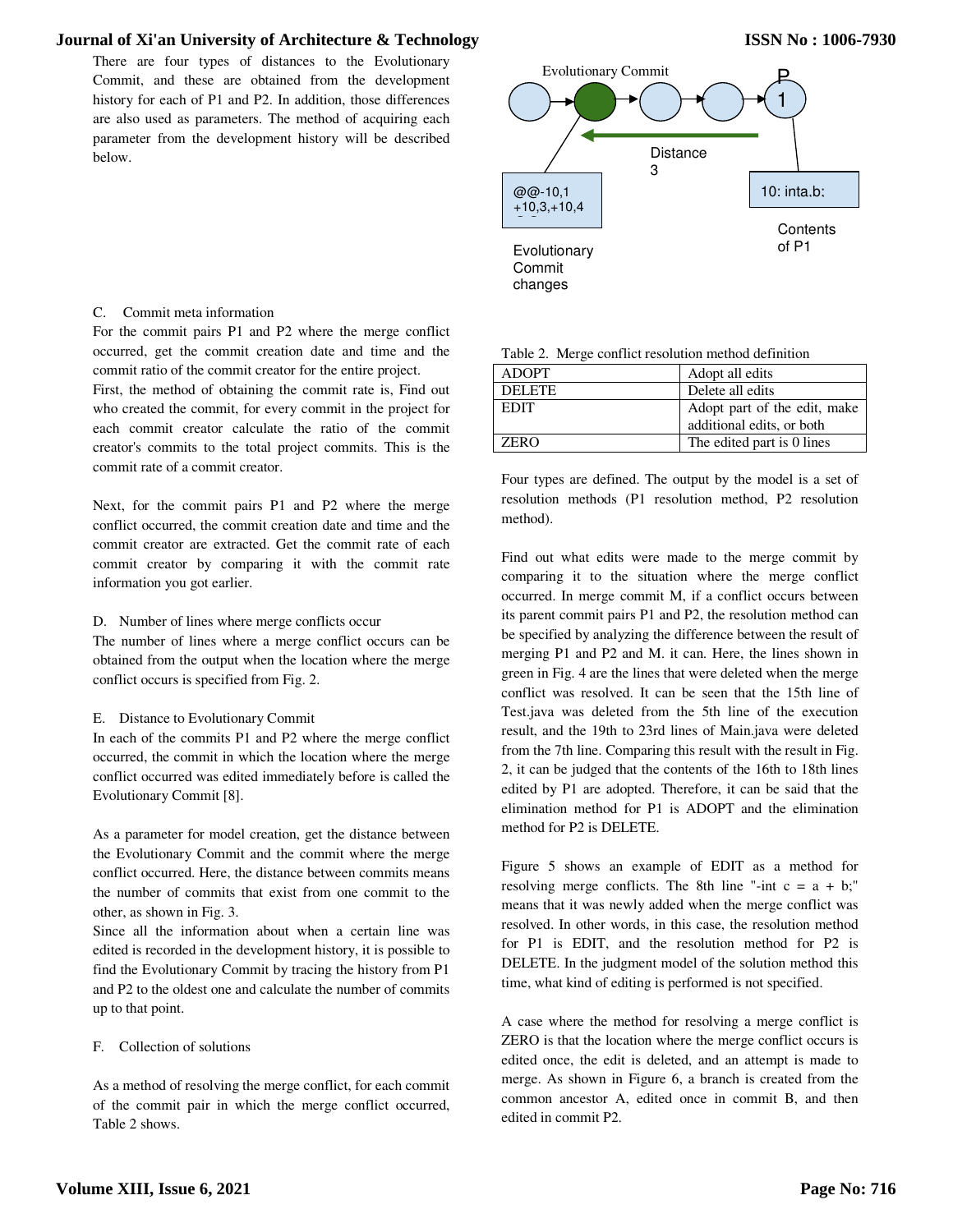There are four types of distances to the Evolutionary Commit, and these are obtained from the development history for each of P1 and P2. In addition, those differences are also used as parameters. The method of acquiring each parameter from the development history will be described below.

Evolutionary Commit

P1

Distance 3

@@-10,1 +10,3,+10,4

10: inta.b;

Evolutionary Commit changes

Contents of P1

C. Commit meta information

For the commit pairs P1 and P2 where the merge conflict occurred, get the commit creation date and time and the commit ratio of the commit creator for the entire project.

First, the method of obtaining the commit rate is, Find out who created the commit, for every commit in the project for each commit creator calculate the ratio of the commit creator's commits to the total project commits. This is the commit rate of a commit creator.

Next, for the commit pairs P1 and P2 where the merge conflict occurred, the commit creation date and time and the commit creator are extracted. Get the commit rate of each commit creator by comparing it with the commit rate information you got earlier.

D. Number of lines where merge conflicts occur

The number of lines where a merge conflict occurs can be obtained from the output when the location where the merge conflict occurs is specified from Fig. 2.

E. Distance to Evolutionary Commit

In each of the commits P1 and P2 where the merge conflict occurred, the commit in which the location where the merge conflict occurred was edited immediately before is called the Evolutionary Commit [8].

As a parameter for model creation, get the distance between the Evolutionary Commit and the commit where the merge conflict occurred. Here, the distance between commits means the number of commits that exist from one commit to the other, as shown in Fig. 3.

Since all the information about when a certain line was edited is recorded in the development history, it is possible to find the Evolutionary Commit by tracing the history from P1 and P2 to the oldest one and calculate the number of commits up to that point.

F. Collection of solutions

As a method of resolving the merge conflict, for each commit of the commit pair in which the merge conflict occurred, Table 2 shows.

Table 2. Merge conflict resolution method definition

| | |
|---|---|
| ADOPT | Adopt all edits |
| DELETE | Delete all edits |
| EDIT | Adopt part of the edit, make additional edits, or both |
| ZERO | The edited part is 0 lines |

Four types are defined. The output by the model is a set of resolution methods (P1 resolution method, P2 resolution method).

Find out what edits were made to the merge commit by comparing it to the situation where the merge conflict occurred. In merge commit M, if a conflict occurs between its parent commit pairs P1 and P2, the resolution method can be specified by analyzing the difference between the result of merging P1 and P2 and M. it can. Here, the lines shown in green in Fig. 4 are the lines that were deleted when the merge conflict was resolved. It can be seen that the 15th line of Test.java was deleted from the 5th line of the execution result, and the 19th to 23rd lines of Main.java were deleted from the 7th line. Comparing this result with the result in Fig. 2, it can be judged that the contents of the 16th to 18th lines edited by P1 are adopted. Therefore, it can be said that the elimination method for P1 is ADOPT and the elimination method for P2 is DELETE.

Figure 5 shows an example of EDIT as a method for resolving merge conflicts. The 8th line "-int c = a + b;" means that it was newly added when the merge conflict was resolved. In other words, in this case, the resolution method for P1 is EDIT, and the resolution method for P2 is DELETE. In the judgment model of the solution method this time, what kind of editing is performed is not specified.

A case where the method for resolving a merge conflict is ZERO is that the location where the merge conflict occurs is edited once, the edit is deleted, and an attempt is made to merge. As shown in Figure 6, a branch is created from the common ancestor A, edited once in commit B, and then edited in commit P2.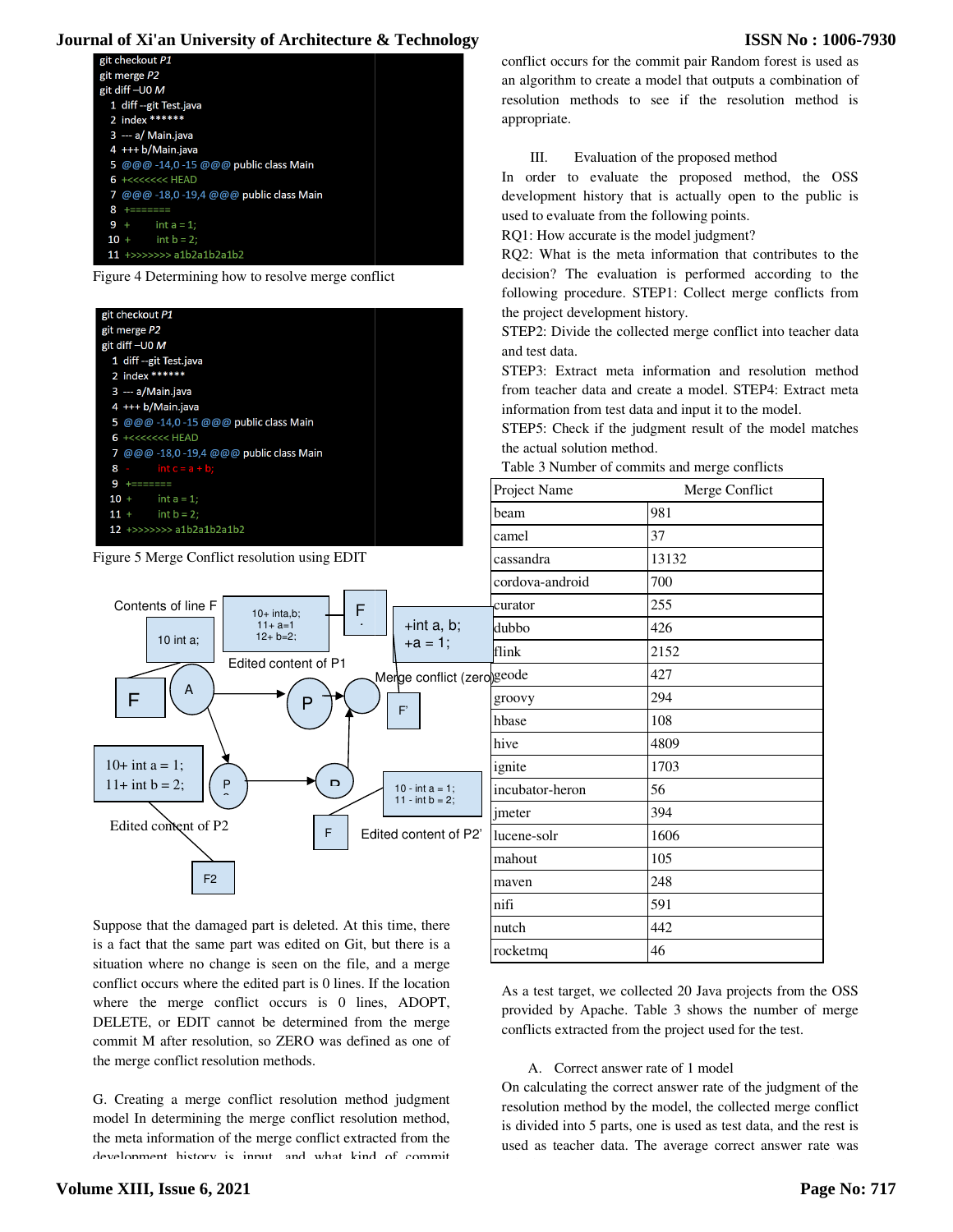```
git checkout P1
git merge P2
git diff –U0 M
 1 diff --git Test.java
 2 index ******
 3 --- a/ Main.java
 4 +++ b/Main.java
 5 @@@ -14,0 -15 @@@ public class Main
 6 +<<<<<<< HEAD
 7 @@@ -18,0 -19,4 @@@ public class Main
 8 +=======
 9 +       int a = 1;
10 +       int b = 2;
11 +>>>>>>> a1b2a1b2a1b2
```

Figure 4 Determining how to resolve merge conflict

```
git checkout P1
git merge P2
git diff –U0 M
 1 diff --git Test.java
 2 index ******
 3 --- a/Main.java
 4 +++ b/Main.java
 5 @@@ -14,0 -15 @@@ public class Main
 6 +<<<<<<< HEAD
 7 @@@ -18,0 -19,4 @@@ public class Main
 8 -      int c = a + b;
 9 +=======
10 +       int a = 1;
11 +       int b = 2;
12 +>>>>>>> a1b2a1b2a1b2
```

Figure 5 Merge Conflict resolution using EDIT

Contents of line F | 10 int a; | 10+ inta,b; 11+ a=1 12+ b=2; | Edited content of P1 | F | +int a, b; +a = 1; | Merge conflict (zero) | F' | F | A | P | 10+ int a = 1; 11+ int b = 2; | P | Edited content of P2 | F2 | 10 - int a = 1; 11 - int b = 2; | F | Edited content of P2'

Suppose that the damaged part is deleted. At this time, there is a fact that the same part was edited on Git, but there is a situation where no change is seen on the file, and a merge conflict occurs where the edited part is 0 lines. If the location where the merge conflict occurs is 0 lines, ADOPT, DELETE, or EDIT cannot be determined from the merge commit M after resolution, so ZERO was defined as one of the merge conflict resolution methods.

G. Creating a merge conflict resolution method judgment model In determining the merge conflict resolution method, the meta information of the merge conflict extracted from the development history is input, and what kind of commit conflict occurs for the commit pair Random forest is used as an algorithm to create a model that outputs a combination of resolution methods to see if the resolution method is appropriate.

## III. Evaluation of the proposed method

In order to evaluate the proposed method, the OSS development history that is actually open to the public is used to evaluate from the following points.

RQ1: How accurate is the model judgment?

RQ2: What is the meta information that contributes to the decision? The evaluation is performed according to the following procedure. STEP1: Collect merge conflicts from the project development history.

STEP2: Divide the collected merge conflict into teacher data and test data.

STEP3: Extract meta information and resolution method from teacher data and create a model. STEP4: Extract meta information from test data and input it to the model.

STEP5: Check if the judgment result of the model matches the actual solution method.

Table 3 Number of commits and merge conflicts

| Project Name | Merge Conflict |
|---|---|
| beam | 981 |
| camel | 37 |
| cassandra | 13132 |
| cordova-android | 700 |
| curator | 255 |
| dubbo | 426 |
| flink | 2152 |
| geode | 427 |
| groovy | 294 |
| hbase | 108 |
| hive | 4809 |
| ignite | 1703 |
| incubator-heron | 56 |
| jmeter | 394 |
| lucene-solr | 1606 |
| mahout | 105 |
| maven | 248 |
| nifi | 591 |
| nutch | 442 |
| rocketmq | 46 |

As a test target, we collected 20 Java projects from the OSS provided by Apache. Table 3 shows the number of merge conflicts extracted from the project used for the test.

### A. Correct answer rate of 1 model

On calculating the correct answer rate of the judgment of the resolution method by the model, the collected merge conflict is divided into 5 parts, one is used as test data, and the rest is used as teacher data. The average correct answer rate was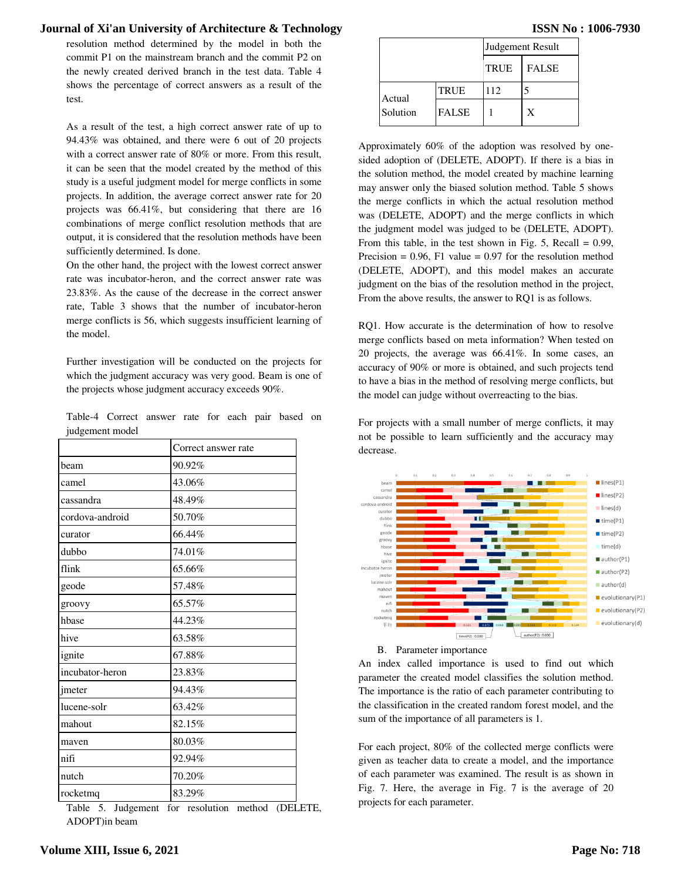resolution method determined by the model in both the commit P1 on the mainstream branch and the commit P2 on the newly created derived branch in the test data. Table 4 shows the percentage of correct answers as a result of the test.

As a result of the test, a high correct answer rate of up to 94.43% was obtained, and there were 6 out of 20 projects with a correct answer rate of 80% or more. From this result, it can be seen that the model created by the method of this study is a useful judgment model for merge conflicts in some projects. In addition, the average correct answer rate for 20 projects was 66.41%, but considering that there are 16 combinations of merge conflict resolution methods that are output, it is considered that the resolution methods have been sufficiently determined. Is done.

On the other hand, the project with the lowest correct answer rate was incubator-heron, and the correct answer rate was 23.83%. As the cause of the decrease in the correct answer rate, Table 3 shows that the number of incubator-heron merge conflicts is 56, which suggests insufficient learning of the model.

Further investigation will be conducted on the projects for which the judgment accuracy was very good. Beam is one of the projects whose judgment accuracy exceeds 90%.

Table-4 Correct answer rate for each pair based on judgement model

| | Correct answer rate |
|---|---|
| beam | 90.92% |
| camel | 43.06% |
| cassandra | 48.49% |
| cordova-android | 50.70% |
| curator | 66.44% |
| dubbo | 74.01% |
| flink | 65.66% |
| geode | 57.48% |
| groovy | 65.57% |
| hbase | 44.23% |
| hive | 63.58% |
| ignite | 67.88% |
| incubator-heron | 23.83% |
| jmeter | 94.43% |
| lucene-solr | 63.42% |
| mahout | 82.15% |
| maven | 80.03% |
| nifi | 92.94% |
| nutch | 70.20% |
| rocketmq | 83.29% |

Table 5. Judgement for resolution method (DELETE, ADOPT)in beam

| | | Judgement Result | |
|---|---|---|---|
| | | TRUE | FALSE |
| Actual Solution | TRUE | 112 | 5 |
| | FALSE | 1 | X |

Approximately 60% of the adoption was resolved by one-sided adoption of (DELETE, ADOPT). If there is a bias in the solution method, the model created by machine learning may answer only the biased solution method. Table 5 shows the merge conflicts in which the actual resolution method was (DELETE, ADOPT) and the merge conflicts in which the judgment model was judged to be (DELETE, ADOPT). From this table, in the test shown in Fig. 5, Recall = 0.99, Precision = 0.96, F1 value = 0.97 for the resolution method (DELETE, ADOPT), and this model makes an accurate judgment on the bias of the resolution method in the project, From the above results, the answer to RQ1 is as follows.

RQ1. How accurate is the determination of how to resolve merge conflicts based on meta information? When tested on 20 projects, the average was 66.41%. In some cases, an accuracy of 90% or more is obtained, and such projects tend to have a bias in the method of resolving merge conflicts, but the model can judge without overreacting to the bias.

For projects with a small number of merge conflicts, it may not be possible to learn sufficiently and the accuracy may decrease.

### B. Parameter importance

An index called importance is used to find out which parameter the created model classifies the solution method. The importance is the ratio of each parameter contributing to the classification in the created random forest model, and the sum of the importance of all parameters is 1.

For each project, 80% of the collected merge conflicts were given as teacher data to create a model, and the importance of each parameter was examined. The result is as shown in Fig. 7. Here, the average in Fig. 7 is the average of 20 projects for each parameter.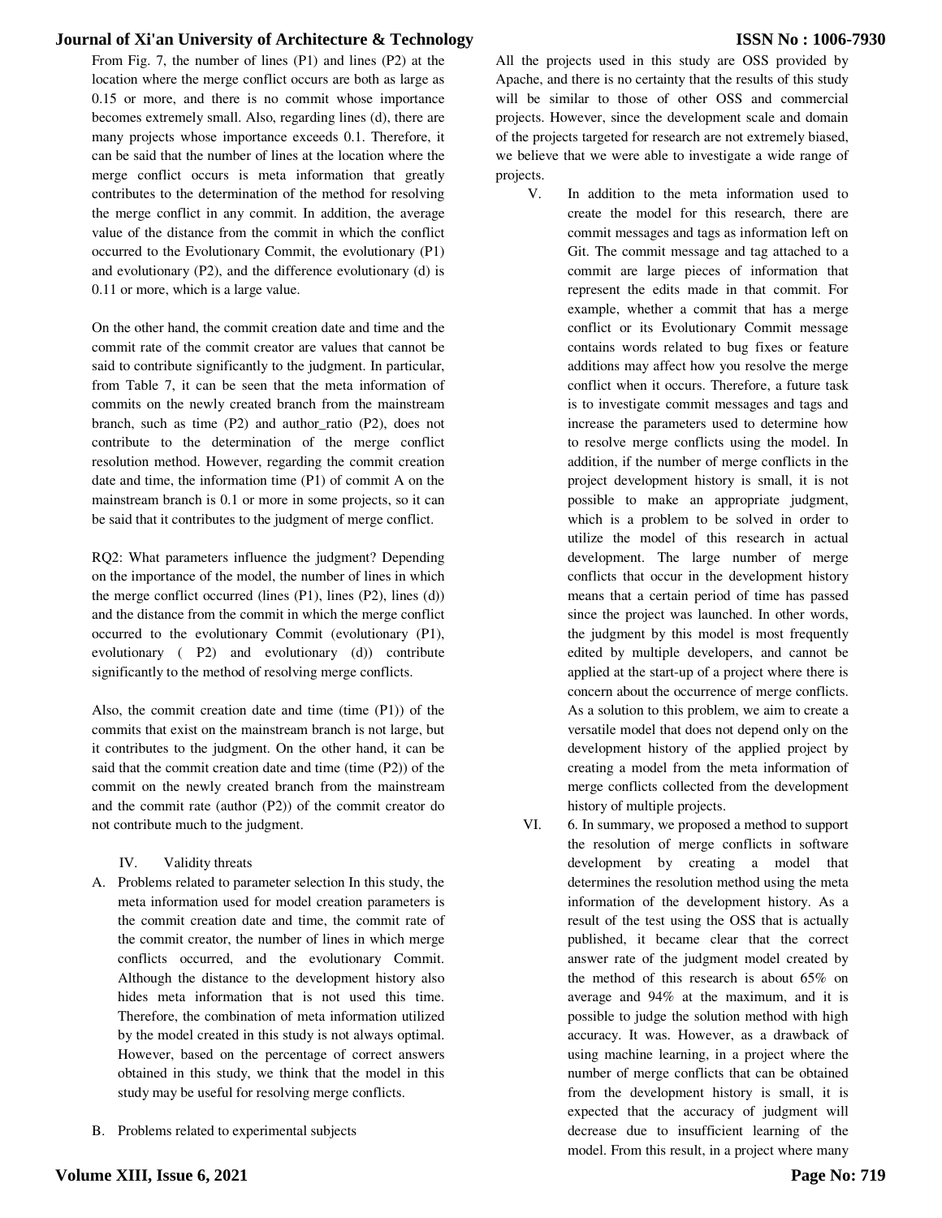From Fig. 7, the number of lines (P1) and lines (P2) at the location where the merge conflict occurs are both as large as 0.15 or more, and there is no commit whose importance becomes extremely small. Also, regarding lines (d), there are many projects whose importance exceeds 0.1. Therefore, it can be said that the number of lines at the location where the merge conflict occurs is meta information that greatly contributes to the determination of the method for resolving the merge conflict in any commit. In addition, the average value of the distance from the commit in which the conflict occurred to the Evolutionary Commit, the evolutionary (P1) and evolutionary (P2), and the difference evolutionary (d) is 0.11 or more, which is a large value.

On the other hand, the commit creation date and time and the commit rate of the commit creator are values that cannot be said to contribute significantly to the judgment. In particular, from Table 7, it can be seen that the meta information of commits on the newly created branch from the mainstream branch, such as time (P2) and author_ratio (P2), does not contribute to the determination of the merge conflict resolution method. However, regarding the commit creation date and time, the information time (P1) of commit A on the mainstream branch is 0.1 or more in some projects, so it can be said that it contributes to the judgment of merge conflict.

RQ2: What parameters influence the judgment? Depending on the importance of the model, the number of lines in which the merge conflict occurred (lines (P1), lines (P2), lines (d)) and the distance from the commit in which the merge conflict occurred to the evolutionary Commit (evolutionary (P1), evolutionary ( P2) and evolutionary (d)) contribute significantly to the method of resolving merge conflicts.

Also, the commit creation date and time (time (P1)) of the commits that exist on the mainstream branch is not large, but it contributes to the judgment. On the other hand, it can be said that the commit creation date and time (time (P2)) of the commit on the newly created branch from the mainstream and the commit rate (author (P2)) of the commit creator do not contribute much to the judgment.

## IV. Validity threats

A. Problems related to parameter selection In this study, the meta information used for model creation parameters is the commit creation date and time, the commit rate of the commit creator, the number of lines in which merge conflicts occurred, and the evolutionary Commit. Although the distance to the development history also hides meta information that is not used this time. Therefore, the combination of meta information utilized by the model created in this study is not always optimal. However, based on the percentage of correct answers obtained in this study, we think that the model in this study may be useful for resolving merge conflicts.

B. Problems related to experimental subjects

All the projects used in this study are OSS provided by Apache, and there is no certainty that the results of this study will be similar to those of other OSS and commercial projects. However, since the development scale and domain of the projects targeted for research are not extremely biased, we believe that we were able to investigate a wide range of projects.

V. In addition to the meta information used to create the model for this research, there are commit messages and tags as information left on Git. The commit message and tag attached to a commit are large pieces of information that represent the edits made in that commit. For example, whether a commit that has a merge conflict or its Evolutionary Commit message contains words related to bug fixes or feature additions may affect how you resolve the merge conflict when it occurs. Therefore, a future task is to investigate commit messages and tags and increase the parameters used to determine how to resolve merge conflicts using the model. In addition, if the number of merge conflicts in the project development history is small, it is not possible to make an appropriate judgment, which is a problem to be solved in order to utilize the model of this research in actual development. The large number of merge conflicts that occur in the development history means that a certain period of time has passed since the project was launched. In other words, the judgment by this model is most frequently edited by multiple developers, and cannot be applied at the start-up of a project where there is concern about the occurrence of merge conflicts. As a solution to this problem, we aim to create a versatile model that does not depend only on the development history of the applied project by creating a model from the meta information of merge conflicts collected from the development history of multiple projects.

VI. 6. In summary, we proposed a method to support the resolution of merge conflicts in software development by creating a model that determines the resolution method using the meta information of the development history. As a result of the test using the OSS that is actually published, it became clear that the correct answer rate of the judgment model created by the method of this research is about 65% on average and 94% at the maximum, and it is possible to judge the solution method with high accuracy. It was. However, as a drawback of using machine learning, in a project where the number of merge conflicts that can be obtained from the development history is small, it is expected that the accuracy of judgment will decrease due to insufficient learning of the model. From this result, in a project where many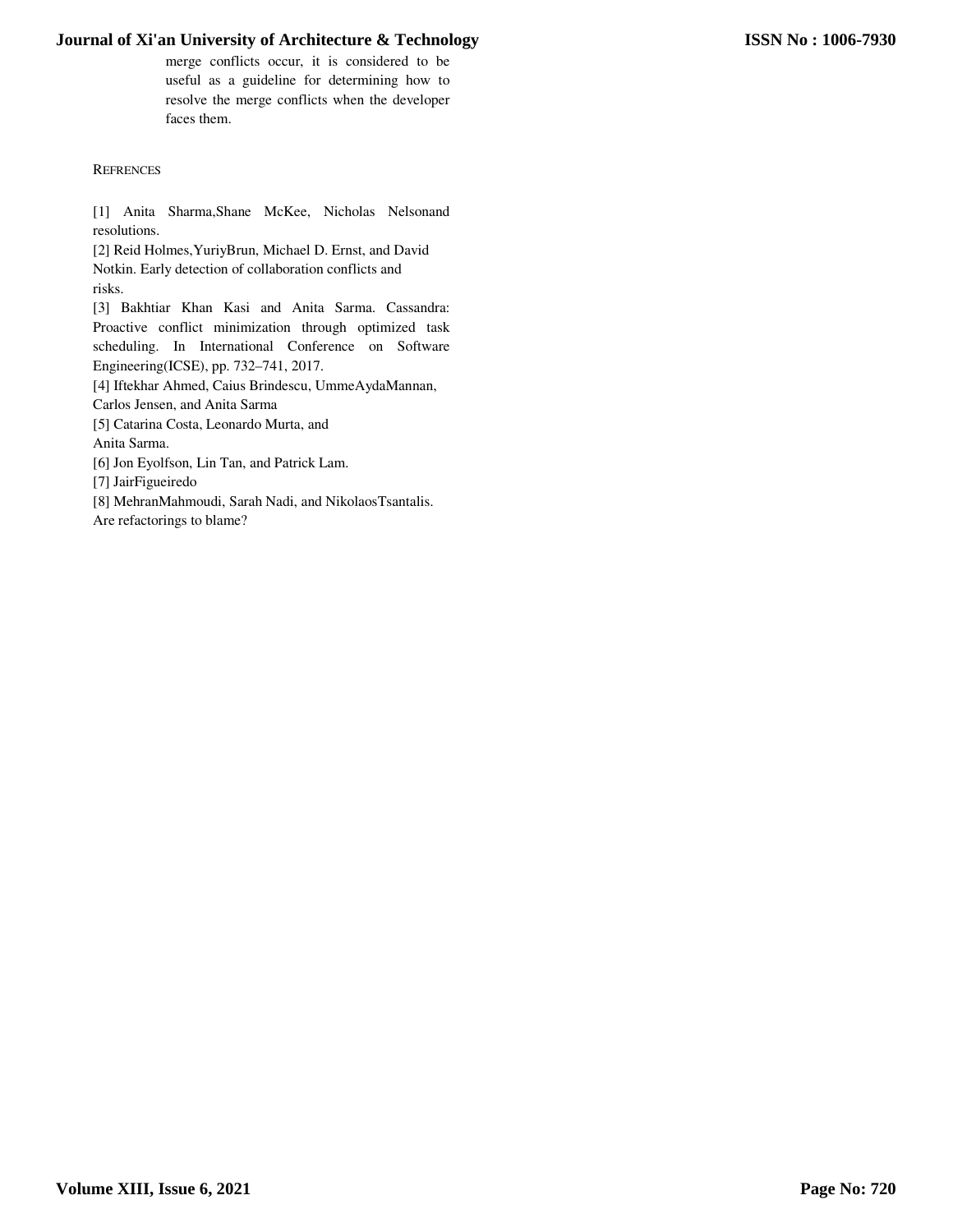merge conflicts occur, it is considered to be useful as a guideline for determining how to resolve the merge conflicts when the developer faces them.

## REFRENCES

[1] Anita Sharma,Shane McKee, Nicholas Nelsonand resolutions.

[2] Reid Holmes,YuriyBrun, Michael D. Ernst, and David Notkin. Early detection of collaboration conflicts and risks.

[3] Bakhtiar Khan Kasi and Anita Sarma. Cassandra: Proactive conflict minimization through optimized task scheduling. In International Conference on Software Engineering(ICSE), pp. 732–741, 2017.

[4] Iftekhar Ahmed, Caius Brindescu, UmmeAydaMannan, Carlos Jensen, and Anita Sarma

[5] Catarina Costa, Leonardo Murta, and Anita Sarma.

[6] Jon Eyolfson, Lin Tan, and Patrick Lam.

[7] JairFigueiredo

[8] MehranMahmoudi, Sarah Nadi, and NikolaosTsantalis. Are refactorings to blame?